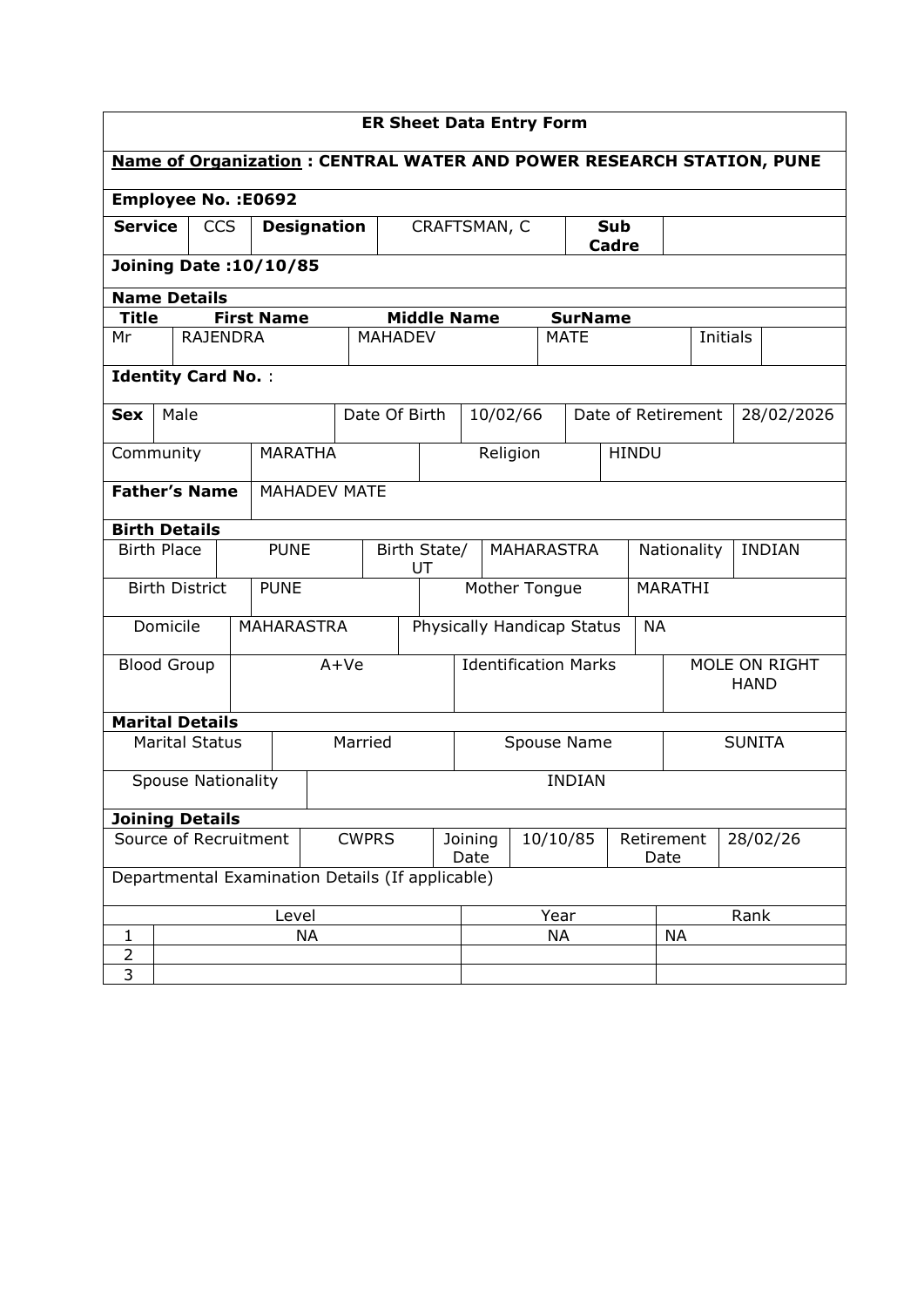## ER Sheet Data Entry Form

**Name of Organization : CENTRAL WATER AND POWER RESEARCH STATION, PUNE**

**Employee No. :E0692**

| **Service** | CCS | **Designation** | CRAFTSMAN, C | **Sub Cadre** | |
|---|---|---|---|---|---|

**Joining Date :10/10/85**

**Name Details**

| **Title** | **First Name** | **Middle Name** | **SurName** | | |
|---|---|---|---|---|---|
| Mr | RAJENDRA | MAHADEV | MATE | Initials | |

**Identity Card No.** :

| **Sex** | Male | Date Of Birth | 10/02/66 | Date of Retirement | 28/02/2026 |
|---|---|---|---|---|---|
| Community | MARATHA | Religion | HINDU | | |
| **Father's Name** | MAHADEV MATE | | | | |

**Birth Details**

| Birth Place | PUNE | Birth State/ UT | MAHARASTRA | Nationality | INDIAN |
|---|---|---|---|---|---|
| Birth District | PUNE | Mother Tongue | MARATHI | | |
| Domicile | MAHARASTRA | Physically Handicap Status | NA | | |
| Blood Group | A+Ve | Identification Marks | MOLE ON RIGHT HAND | | |

**Marital Details**

| Marital Status | Married | Spouse Name | SUNITA |
|---|---|---|---|
| Spouse Nationality | INDIAN | | |

**Joining Details**

| Source of Recruitment | CWPRS | Joining Date | 10/10/85 | Retirement Date | 28/02/26 |
|---|---|---|---|---|---|

Departmental Examination Details (If applicable)

| | Level | Year | Rank |
|---|---|---|---|
| 1 | NA | NA | NA |
| 2 | | | |
| 3 | | | |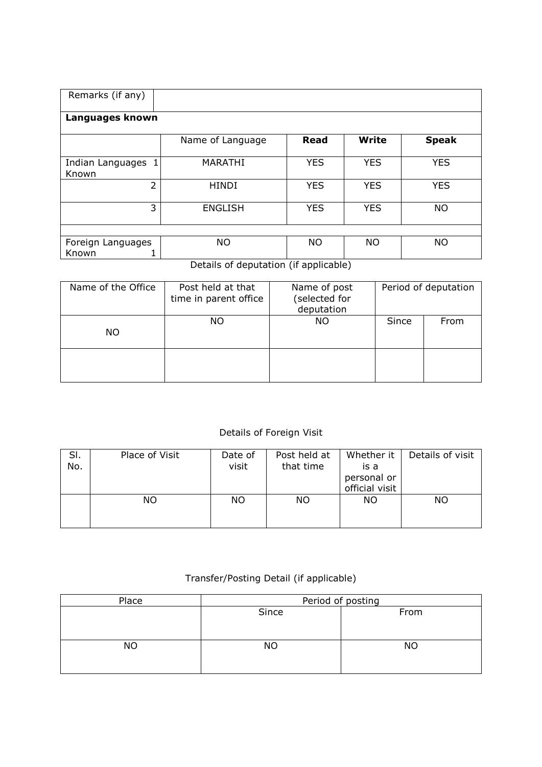| Remarks (if any) | | | | |
|---|---|---|---|---|
| **Languages known** | | | | |
| | Name of Language | **Read** | **Write** | **Speak** |
| Indian Languages Known 1 | MARATHI | YES | YES | YES |
| 2 | HINDI | YES | YES | YES |
| 3 | ENGLISH | YES | YES | NO |
| | | | | |
| Foreign Languages Known 1 | NO | NO | NO | NO |

Details of deputation (if applicable)

| Name of the Office | Post held at that time in parent office | Name of post (selected for deputation | Period of deputation | |
|---|---|---|---|---|
| | | | Since | From |
| NO | NO | NO | | |
| | | | | |

Details of Foreign Visit

| Sl. No. | Place of Visit | Date of visit | Post held at that time | Whether it is a personal or official visit | Details of visit |
|---|---|---|---|---|---|
| | NO | NO | NO | NO | NO |

Transfer/Posting Detail (if applicable)

| Place | Period of posting | |
|---|---|---|
| | Since | From |
| NO | NO | NO |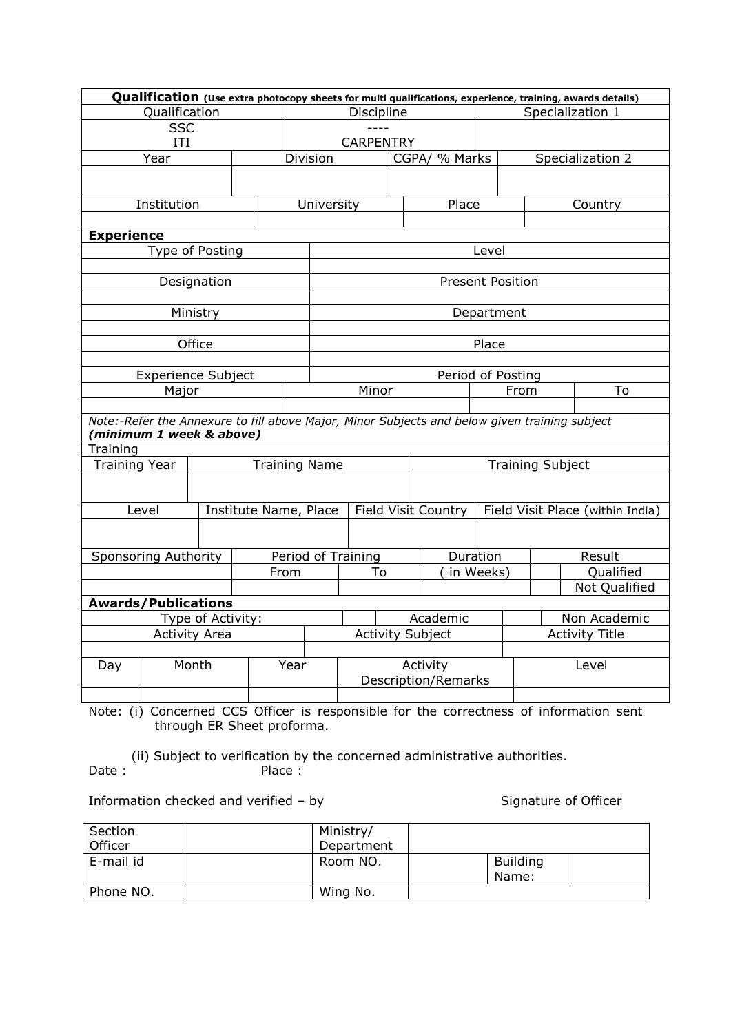**Qualification** (Use extra photocopy sheets for multi qualifications, experience, training, awards details)

| Qualification | Discipline | Specialization 1 |
|---|---|---|
| SSC<br>ITI | ----<br>CARPENTRY | |

| Year | Division | CGPA/ % Marks | Specialization 2 |
|---|---|---|---|
| | | | |

| Institution | University | Place | Country |
|---|---|---|---|
| | | | |

**Experience**

| Type of Posting | Level |
|---|---|
| | |
| Designation | Present Position |
| | |
| Ministry | Department |
| | |
| Office | Place |
| | |
| Experience Subject | Period of Posting |

| Major | Minor | From | To |
|---|---|---|---|
| | | | |

*Note:-Refer the Annexure to fill above Major, Minor Subjects and below given training subject* ***(minimum 1 week & above)***

Training

| Training Year | Training Name | Training Subject |
|---|---|---|
| | | |

| Level | Institute Name, Place | Field Visit Country | Field Visit Place (within India) |
|---|---|---|---|
| | | | |

| Sponsoring Authority | Period of Training | | Duration | Result | |
|---|---|---|---|---|---|
| | From | To | ( in Weeks) | | Qualified |
| | | | | | Not Qualified |

**Awards/Publications**

| Type of Activity: | | Academic | | Non Academic |
|---|---|---|---|---|

| Activity Area | Activity Subject | Activity Title |
|---|---|---|
| | | |

| Day | Month | Year | Activity Description/Remarks | Level |
|---|---|---|---|---|
| | | | | |

Note: (i) Concerned CCS Officer is responsible for the correctness of information sent through ER Sheet proforma.

(ii) Subject to verification by the concerned administrative authorities.

Date : Place :

Information checked and verified – by Signature of Officer

| Section Officer | | Ministry/ Department | | | |
|---|---|---|---|---|---|
| E-mail id | | Room NO. | | Building Name: | |
| Phone NO. | | Wing No. | | | |